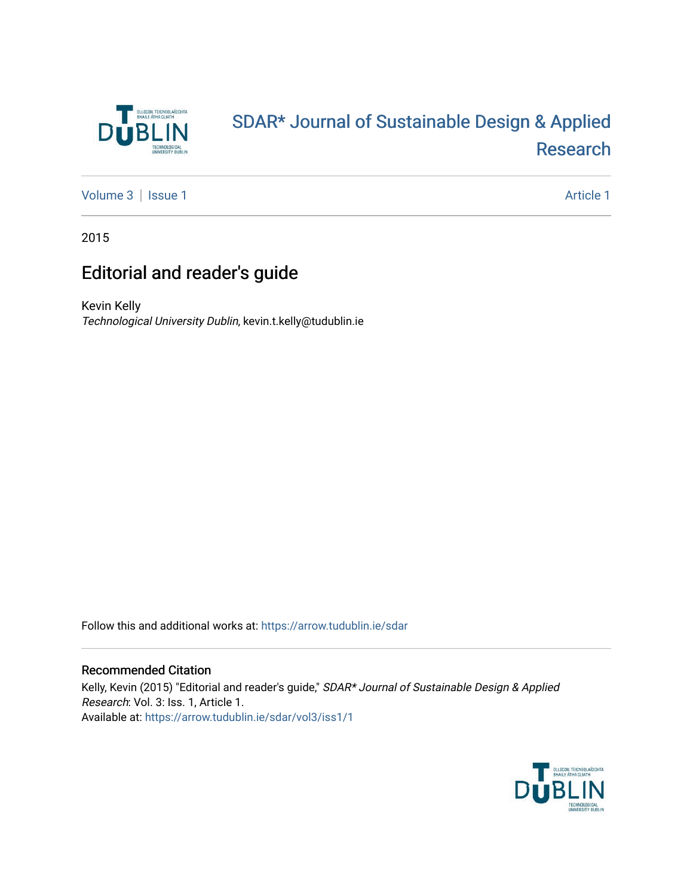# SDAR* Journal of Sustainable Design & Applied Research

Volume 3 | Issue 1 | Article 1

2015

## Editorial and reader's guide

Kevin Kelly
*Technological University Dublin*, kevin.t.kelly@tudublin.ie

Follow this and additional works at: https://arrow.tudublin.ie/sdar

### Recommended Citation

Kelly, Kevin (2015) "Editorial and reader's guide," *SDAR* Journal of Sustainable Design & Applied Research*: Vol. 3: Iss. 1, Article 1.
Available at: https://arrow.tudublin.ie/sdar/vol3/iss1/1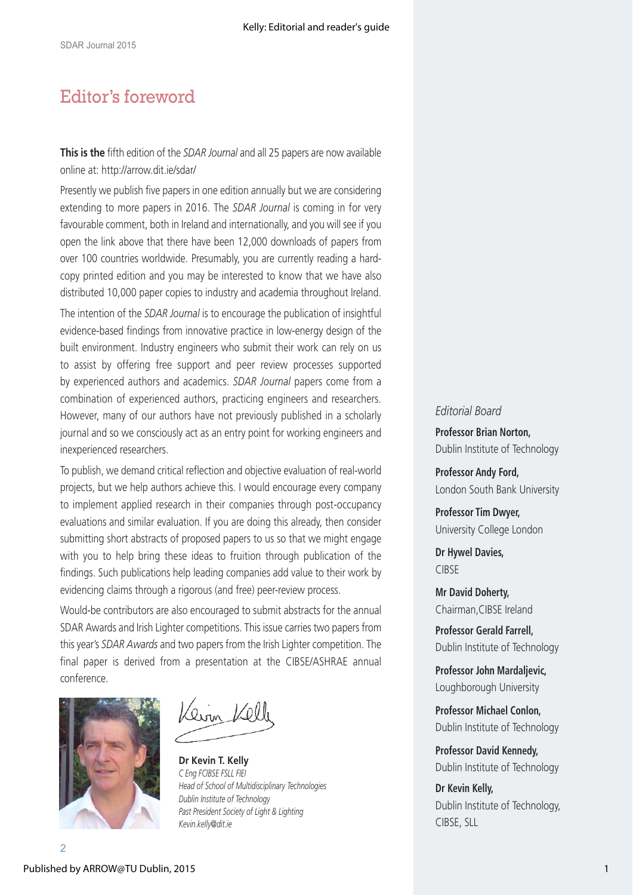# Editor's foreword

**This is the** fifth edition of the *SDAR Journal* and all 25 papers are now available online at: http://arrow.dit.ie/sdar/

Presently we publish five papers in one edition annually but we are considering extending to more papers in 2016. The *SDAR Journal* is coming in for very favourable comment, both in Ireland and internationally, and you will see if you open the link above that there have been 12,000 downloads of papers from over 100 countries worldwide. Presumably, you are currently reading a hard-copy printed edition and you may be interested to know that we have also distributed 10,000 paper copies to industry and academia throughout Ireland.

The intention of the *SDAR Journal* is to encourage the publication of insightful evidence-based findings from innovative practice in low-energy design of the built environment. Industry engineers who submit their work can rely on us to assist by offering free support and peer review processes supported by experienced authors and academics. *SDAR Journal* papers come from a combination of experienced authors, practicing engineers and researchers. However, many of our authors have not previously published in a scholarly journal and so we consciously act as an entry point for working engineers and inexperienced researchers.

To publish, we demand critical reflection and objective evaluation of real-world projects, but we help authors achieve this. I would encourage every company to implement applied research in their companies through post-occupancy evaluations and similar evaluation. If you are doing this already, then consider submitting short abstracts of proposed papers to us so that we might engage with you to help bring these ideas to fruition through publication of the findings. Such publications help leading companies add value to their work by evidencing claims through a rigorous (and free) peer-review process.

Would-be contributors are also encouraged to submit abstracts for the annual SDAR Awards and Irish Lighter competitions. This issue carries two papers from this year's *SDAR Awards* and two papers from the Irish Lighter competition. The final paper is derived from a presentation at the CIBSE/ASHRAE annual conference.

**Dr Kevin T. Kelly**
*C Eng FCIBSE FSLL FIEI*
*Head of School of Multidisciplinary Technologies*
*Dublin Institute of Technology*
*Past President Society of Light & Lighting*
*Kevin.kelly@dit.ie*

*Editorial Board*

**Professor Brian Norton,**
Dublin Institute of Technology

**Professor Andy Ford,**
London South Bank University

**Professor Tim Dwyer,**
University College London

**Dr Hywel Davies,**
CIBSE

**Mr David Doherty,**
Chairman, CIBSE Ireland

**Professor Gerald Farrell,**
Dublin Institute of Technology

**Professor John Mardaljevic,**
Loughborough University

**Professor Michael Conlon,**
Dublin Institute of Technology

**Professor David Kennedy,**
Dublin Institute of Technology

**Dr Kevin Kelly,**
Dublin Institute of Technology, CIBSE, SLL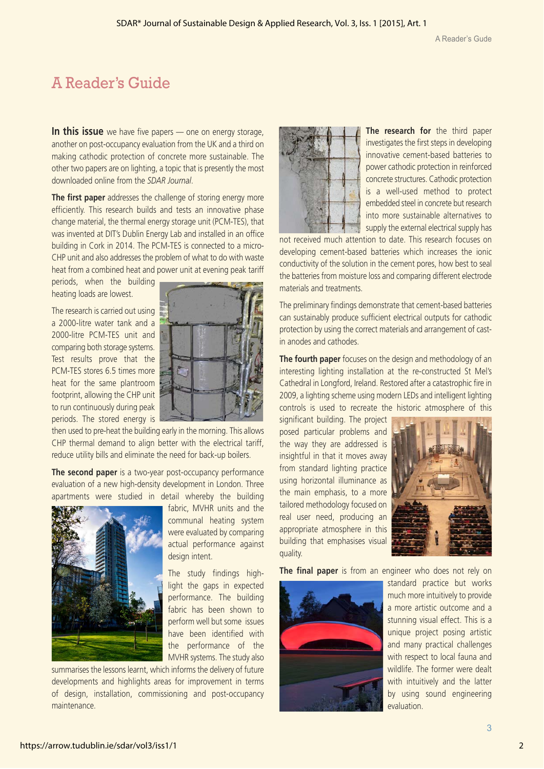# A Reader's Guide

**In this issue** we have five papers — one on energy storage, another on post-occupancy evaluation from the UK and a third on making cathodic protection of concrete more sustainable. The other two papers are on lighting, a topic that is presently the most downloaded online from the *SDAR Journal*.

**The first paper** addresses the challenge of storing energy more efficiently. This research builds and tests an innovative phase change material, the thermal energy storage unit (PCM-TES), that was invented at DIT's Dublin Energy Lab and installed in an office building in Cork in 2014. The PCM-TES is connected to a micro-CHP unit and also addresses the problem of what to do with waste heat from a combined heat and power unit at evening peak tariff periods, when the building heating loads are lowest.

The research is carried out using a 2000-litre water tank and a 2000-litre PCM-TES unit and comparing both storage systems. Test results prove that the PCM-TES stores 6.5 times more heat for the same plantroom footprint, allowing the CHP unit to run continuously during peak periods. The stored energy is then used to pre-heat the building early in the morning. This allows CHP thermal demand to align better with the electrical tariff, reduce utility bills and eliminate the need for back-up boilers.

**The second paper** is a two-year post-occupancy performance evaluation of a new high-density development in London. Three apartments were studied in detail whereby the building fabric, MVHR units and the communal heating system were evaluated by comparing actual performance against design intent.

The study findings highlight the gaps in expected performance. The building fabric has been shown to perform well but some issues have been identified with the performance of the MVHR systems. The study also summarises the lessons learnt, which informs the delivery of future developments and highlights areas for improvement in terms of design, installation, commissioning and post-occupancy maintenance.

**The research for** the third paper investigates the first steps in developing innovative cement-based batteries to power cathodic protection in reinforced concrete structures. Cathodic protection is a well-used method to protect embedded steel in concrete but research into more sustainable alternatives to supply the external electrical supply has not received much attention to date. This research focuses on developing cement-based batteries which increases the ionic conductivity of the solution in the cement pores, how best to seal the batteries from moisture loss and comparing different electrode materials and treatments.

The preliminary findings demonstrate that cement-based batteries can sustainably produce sufficient electrical outputs for cathodic protection by using the correct materials and arrangement of cast-in anodes and cathodes.

**The fourth paper** focuses on the design and methodology of an interesting lighting installation at the re-constructed St Mel's Cathedral in Longford, Ireland. Restored after a catastrophic fire in 2009, a lighting scheme using modern LEDs and intelligent lighting controls is used to recreate the historic atmosphere of this significant building. The project posed particular problems and the way they are addressed is insightful in that it moves away from standard lighting practice using horizontal illuminance as the main emphasis, to a more tailored methodology focused on real user need, producing an appropriate atmosphere in this building that emphasises visual quality.

**The final paper** is from an engineer who does not rely on standard practice but works much more intuitively to provide a more artistic outcome and a stunning visual effect. This is a unique project posing artistic and many practical challenges with respect to local fauna and wildlife. The former were dealt with intuitively and the latter by using sound engineering evaluation.